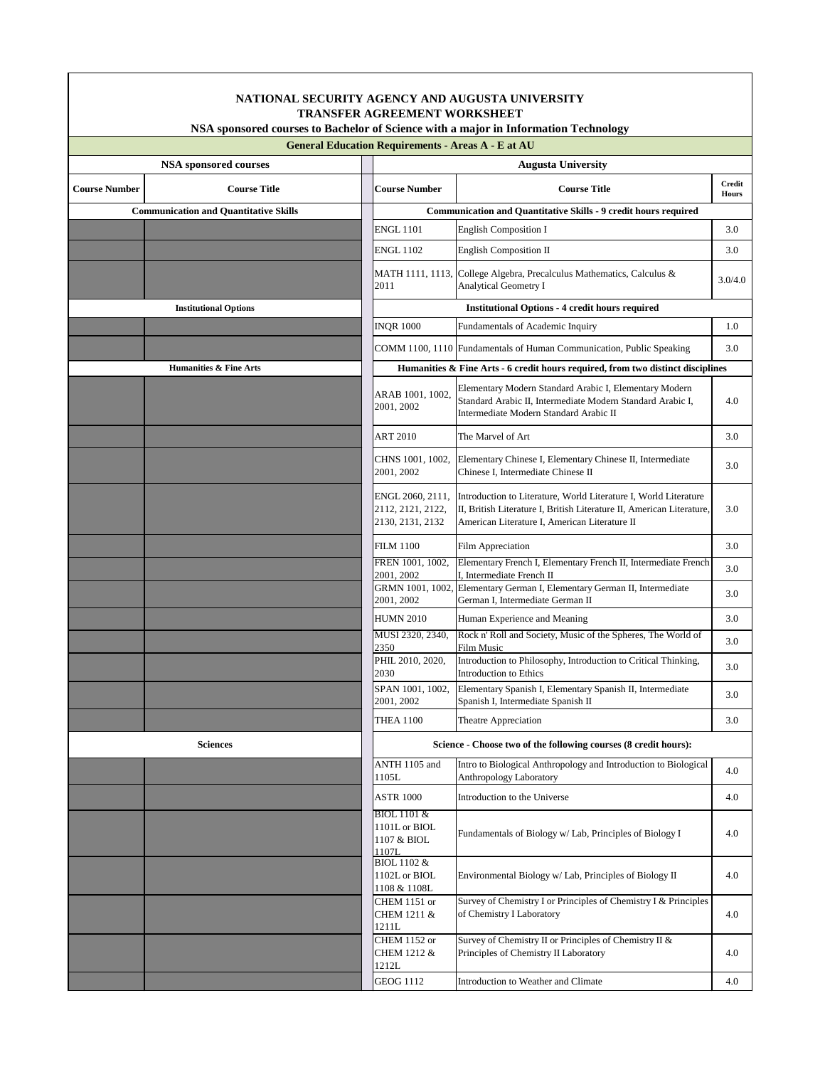# NATIONAL SECURITY AGENCY AND AUGUSTA UNIVERSITY
## TRANSFER AGREEMENT WORKSHEET
### NSA sponsored courses to Bachelor of Science with a major in Information Technology

**General Education Requirements - Areas A - E at AU**

| NSA sponsored courses | | Augusta University | | |
|---|---|---|---|---|
| **Course Number** | **Course Title** | **Course Number** | **Course Title** | **Credit Hours** |
| **Communication and Quantitative Skills** | | **Communication and Quantitative Skills - 9 credit hours required** | | |
| | | ENGL 1101 | English Composition I | 3.0 |
| | | ENGL 1102 | English Composition II | 3.0 |
| | | MATH 1111, 1113, 2011 | College Algebra, Precalculus Mathematics, Calculus & Analytical Geometry I | 3.0/4.0 |
| **Institutional Options** | | **Institutional Options - 4 credit hours required** | | |
| | | INQR 1000 | Fundamentals of Academic Inquiry | 1.0 |
| | | COMM 1100, 1110 | Fundamentals of Human Communication, Public Speaking | 3.0 |
| **Humanities & Fine Arts** | | **Humanities & Fine Arts - 6 credit hours required, from two distinct disciplines** | | |
| | | ARAB 1001, 1002, 2001, 2002 | Elementary Modern Standard Arabic I, Elementary Modern Standard Arabic II, Intermediate Modern Standard Arabic I, Intermediate Modern Standard Arabic II | 4.0 |
| | | ART 2010 | The Marvel of Art | 3.0 |
| | | CHNS 1001, 1002, 2001, 2002 | Elementary Chinese I, Elementary Chinese II, Intermediate Chinese I, Intermediate Chinese II | 3.0 |
| | | ENGL 2060, 2111, 2112, 2121, 2122, 2130, 2131, 2132 | Introduction to Literature, World Literature I, World Literature II, British Literature I, British Literature II, American Literature, American Literature I, American Literature II | 3.0 |
| | | FILM 1100 | Film Appreciation | 3.0 |
| | | FREN 1001, 1002, 2001, 2002 | Elementary French I, Elementary French II, Intermediate French I, Intermediate French II | 3.0 |
| | | GRMN 1001, 1002, 2001, 2002 | Elementary German I, Elementary German II, Intermediate German I, Intermediate German II | 3.0 |
| | | HUMN 2010 | Human Experience and Meaning | 3.0 |
| | | MUSI 2320, 2340, 2350 | Rock n' Roll and Society, Music of the Spheres, The World of Film Music | 3.0 |
| | | PHIL 2010, 2020, 2030 | Introduction to Philosophy, Introduction to Critical Thinking, Introduction to Ethics | 3.0 |
| | | SPAN 1001, 1002, 2001, 2002 | Elementary Spanish I, Elementary Spanish II, Intermediate Spanish I, Intermediate Spanish II | 3.0 |
| | | THEA 1100 | Theatre Appreciation | 3.0 |
| **Sciences** | | **Science - Choose two of the following courses (8 credit hours):** | | |
| | | ANTH 1105 and 1105L | Intro to Biological Anthropology and Introduction to Biological Anthropology Laboratory | 4.0 |
| | | ASTR 1000 | Introduction to the Universe | 4.0 |
| | | BIOL 1101 & 1101L or BIOL 1107 & BIOL 1107L | Fundamentals of Biology w/ Lab, Principles of Biology I | 4.0 |
| | | BIOL 1102 & 1102L or BIOL 1108 & 1108L | Environmental Biology w/ Lab, Principles of Biology II | 4.0 |
| | | CHEM 1151 or CHEM 1211 & 1211L | Survey of Chemistry I or Principles of Chemistry I & Principles of Chemistry I Laboratory | 4.0 |
| | | CHEM 1152 or CHEM 1212 & 1212L | Survey of Chemistry II or Principles of Chemistry II & Principles of Chemistry II Laboratory | 4.0 |
| | | GEOG 1112 | Introduction to Weather and Climate | 4.0 |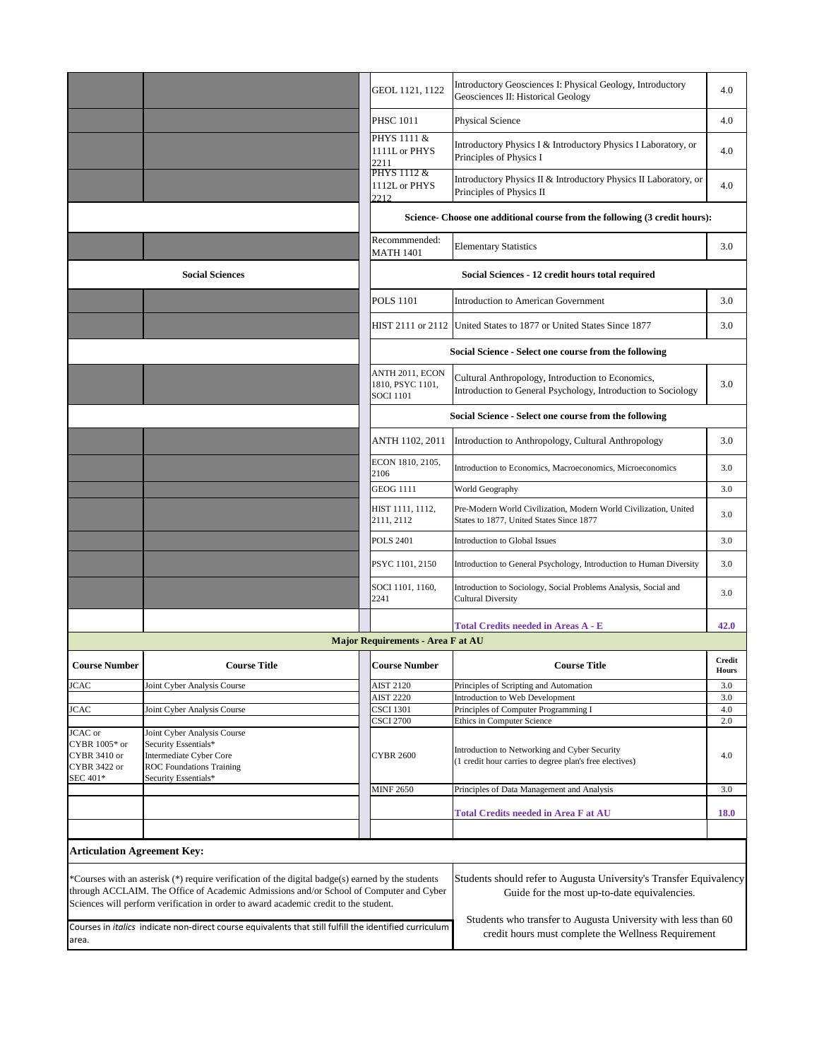| | | Course Number | Course Title | Credit Hours |
|---|---|---|---|---|
| | | GEOL 1121, 1122 | Introductory Geosciences I: Physical Geology, Introductory Geosciences II: Historical Geology | 4.0 |
| | | PHSC 1011 | Physical Science | 4.0 |
| | | PHYS 1111 & 1111L or PHYS 2211 | Introductory Physics I & Introductory Physics I Laboratory, or Principles of Physics I | 4.0 |
| | | PHYS 1112 & 1112L or PHYS 2212 | Introductory Physics II & Introductory Physics II Laboratory, or Principles of Physics II | 4.0 |
| | | **Science- Choose one additional course from the following (3 credit hours):** | | |
| | | Recommmended: MATH 1401 | Elementary Statistics | 3.0 |
| **Social Sciences** | | **Social Sciences - 12 credit hours total required** | | |
| | | POLS 1101 | Introduction to American Government | 3.0 |
| | | HIST 2111 or 2112 | United States to 1877 or United States Since 1877 | 3.0 |
| | | **Social Science - Select one course from the following** | | |
| | | ANTH 2011, ECON 1810, PSYC 1101, SOCI 1101 | Cultural Anthropology, Introduction to Economics, Introduction to General Psychology, Introduction to Sociology | 3.0 |
| | | **Social Science - Select one course from the following** | | |
| | | ANTH 1102, 2011 | Introduction to Anthropology, Cultural Anthropology | 3.0 |
| | | ECON 1810, 2105, 2106 | Introduction to Economics, Macroeconomics, Microeconomics | 3.0 |
| | | GEOG 1111 | World Geography | 3.0 |
| | | HIST 1111, 1112, 2111, 2112 | Pre-Modern World Civilization, Modern World Civilization, United States to 1877, United States Since 1877 | 3.0 |
| | | POLS 2401 | Introduction to Global Issues | 3.0 |
| | | PSYC 1101, 2150 | Introduction to General Psychology, Introduction to Human Diversity | 3.0 |
| | | SOCI 1101, 1160, 2241 | Introduction to Sociology, Social Problems Analysis, Social and Cultural Diversity | 3.0 |
| | | | **Total Credits needed in Areas A - E** | **42.0** |

**Major Requirements - Area F at AU**

| Course Number | Course Title | Course Number | Course Title | Credit Hours |
|---|---|---|---|---|
| JCAC | Joint Cyber Analysis Course | AIST 2120 | Principles of Scripting and Automation | 3.0 |
| | | AIST 2220 | Introduction to Web Development | 3.0 |
| JCAC | Joint Cyber Analysis Course | CSCI 1301 | Principles of Computer Programming I | 4.0 |
| | | CSCI 2700 | Ethics in Computer Science | 2.0 |
| JCAC or CYBR 1005* or CYBR 3410 or CYBR 3422 or SEC 401* | Joint Cyber Analysis Course Security Essentials* Intermediate Cyber Core ROC Foundations Training Security Essentials* | CYBR 2600 | Introduction to Networking and Cyber Security (1 credit hour carries to degree plan's free electives) | 4.0 |
| | | MINF 2650 | Principles of Data Management and Analysis | 3.0 |
| | | | **Total Credits needed in Area F at AU** | **18.0** |

**Articulation Agreement Key:**

*Courses with an asterisk (*) require verification of the digital badge(s) earned by the students through ACCLAIM. The Office of Academic Admissions and/or School of Computer and Cyber Sciences will perform verification in order to award academic credit to the student.

Courses in *italics* indicate non-direct course equivalents that still fulfill the identified curriculum area.

Students should refer to Augusta University's Transfer Equivalency Guide for the most up-to-date equivalencies.

Students who transfer to Augusta University with less than 60 credit hours must complete the Wellness Requirement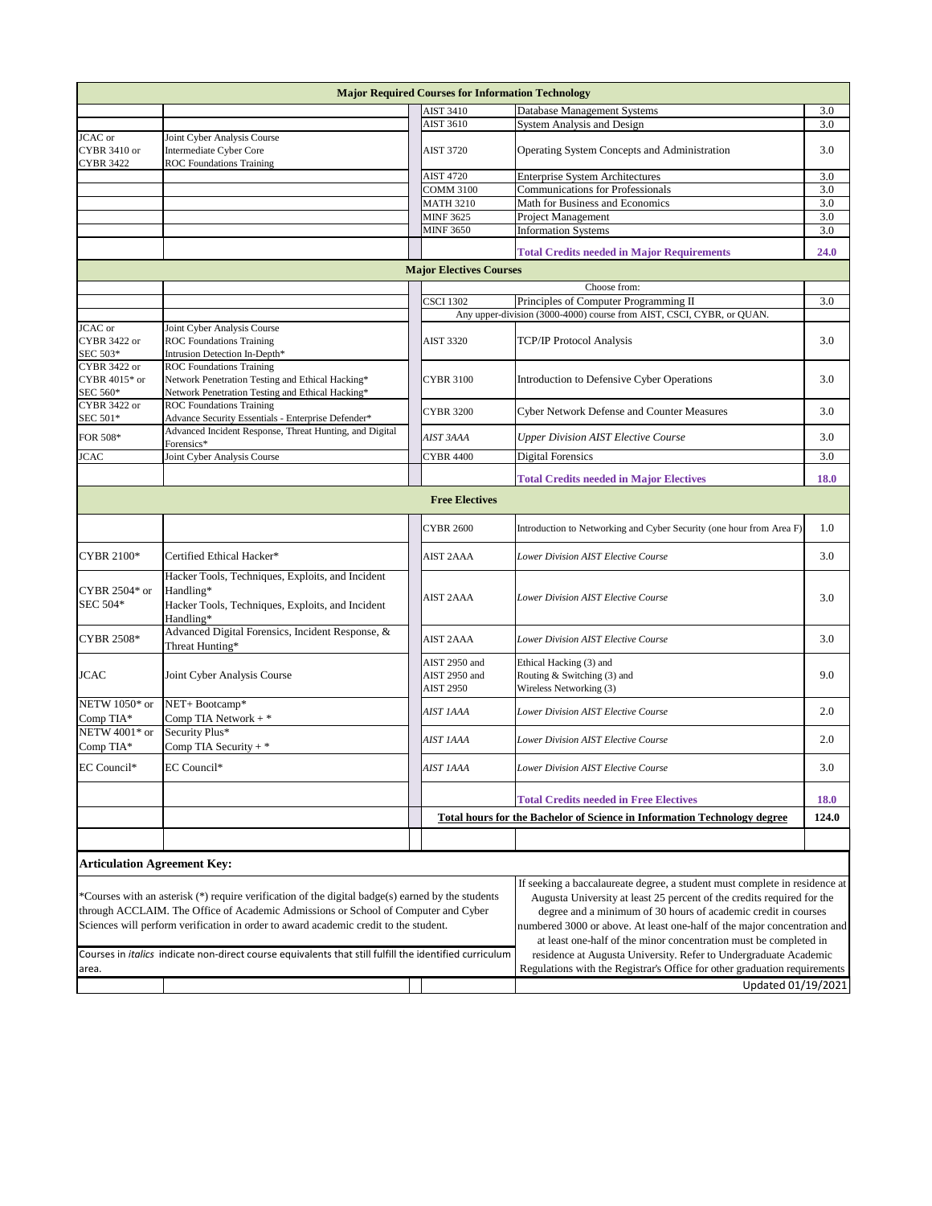| | | | | |
|---|---|---|---|---|
| **Major Required Courses for Information Technology** | | | | |
| | | AIST 3410 | Database Management Systems | 3.0 |
| | | AIST 3610 | System Analysis and Design | 3.0 |
| JCAC or CYBR 3410 or CYBR 3422 | Joint Cyber Analysis Course Intermediate Cyber Core ROC Foundations Training | AIST 3720 | Operating System Concepts and Administration | 3.0 |
| | | AIST 4720 | Enterprise System Architectures | 3.0 |
| | | COMM 3100 | Communications for Professionals | 3.0 |
| | | MATH 3210 | Math for Business and Economics | 3.0 |
| | | MINF 3625 | Project Management | 3.0 |
| | | MINF 3650 | Information Systems | 3.0 |
| | | | **Total Credits needed in Major Requirements** | **24.0** |
| **Major Electives Courses** | | | | |
| | | | Choose from: | |
| | | CSCI 1302 | Principles of Computer Programming II | 3.0 |
| | | | Any upper-division (3000-4000) course from AIST, CSCI, CYBR, or QUAN. | |
| JCAC or CYBR 3422 or SEC 503* | Joint Cyber Analysis Course ROC Foundations Training Intrusion Detection In-Depth* | AIST 3320 | TCP/IP Protocol Analysis | 3.0 |
| CYBR 3422 or CYBR 4015* or SEC 560* | ROC Foundations Training Network Penetration Testing and Ethical Hacking* Network Penetration Testing and Ethical Hacking* | CYBR 3100 | Introduction to Defensive Cyber Operations | 3.0 |
| CYBR 3422 or SEC 501* | ROC Foundations Training Advance Security Essentials - Enterprise Defender* | CYBR 3200 | Cyber Network Defense and Counter Measures | 3.0 |
| FOR 508* | Advanced Incident Response, Threat Hunting, and Digital Forensics* | *AIST 3AAA* | *Upper Division AIST Elective Course* | 3.0 |
| JCAC | Joint Cyber Analysis Course | CYBR 4400 | Digital Forensics | 3.0 |
| | | | **Total Credits needed in Major Electives** | **18.0** |
| **Free Electives** | | | | |
| | | CYBR 2600 | Introduction to Networking and Cyber Security (one hour from Area F) | 1.0 |
| CYBR 2100* | Certified Ethical Hacker* | AIST 2AAA | *Lower Division AIST Elective Course* | 3.0 |
| CYBR 2504* or SEC 504* | Hacker Tools, Techniques, Exploits, and Incident Handling* Hacker Tools, Techniques, Exploits, and Incident Handling* | AIST 2AAA | *Lower Division AIST Elective Course* | 3.0 |
| CYBR 2508* | Advanced Digital Forensics, Incident Response, & Threat Hunting* | AIST 2AAA | *Lower Division AIST Elective Course* | 3.0 |
| JCAC | Joint Cyber Analysis Course | AIST 2950 and AIST 2950 and AIST 2950 | Ethical Hacking (3) and Routing & Switching (3) and Wireless Networking (3) | 9.0 |
| NETW 1050* or Comp TIA* | NET+ Bootcamp* Comp TIA Network + * | *AIST 1AAA* | *Lower Division AIST Elective Course* | 2.0 |
| NETW 4001* or Comp TIA* | Security Plus* Comp TIA Security + * | *AIST 1AAA* | *Lower Division AIST Elective Course* | 2.0 |
| EC Council* | EC Council* | *AIST 1AAA* | *Lower Division AIST Elective Course* | 3.0 |
| | | | **Total Credits needed in Free Electives** | **18.0** |
| | | | **Total hours for the Bachelor of Science in Information Technology degree** | **124.0** |

**Articulation Agreement Key:**

*Courses with an asterisk (*) require verification of the digital badge(s) earned by the students through ACCLAIM. The Office of Academic Admissions or School of Computer and Cyber Sciences will perform verification in order to award academic credit to the student.

Courses in *italics* indicate non-direct course equivalents that still fulfill the identified curriculum area.

If seeking a baccalaureate degree, a student must complete in residence at Augusta University at least 25 percent of the credits required for the degree and a minimum of 30 hours of academic credit in courses numbered 3000 or above. At least one-half of the major concentration and at least one-half of the minor concentration must be completed in residence at Augusta University. Refer to Undergraduate Academic Regulations with the Registrar's Office for other graduation requirements

Updated 01/19/2021